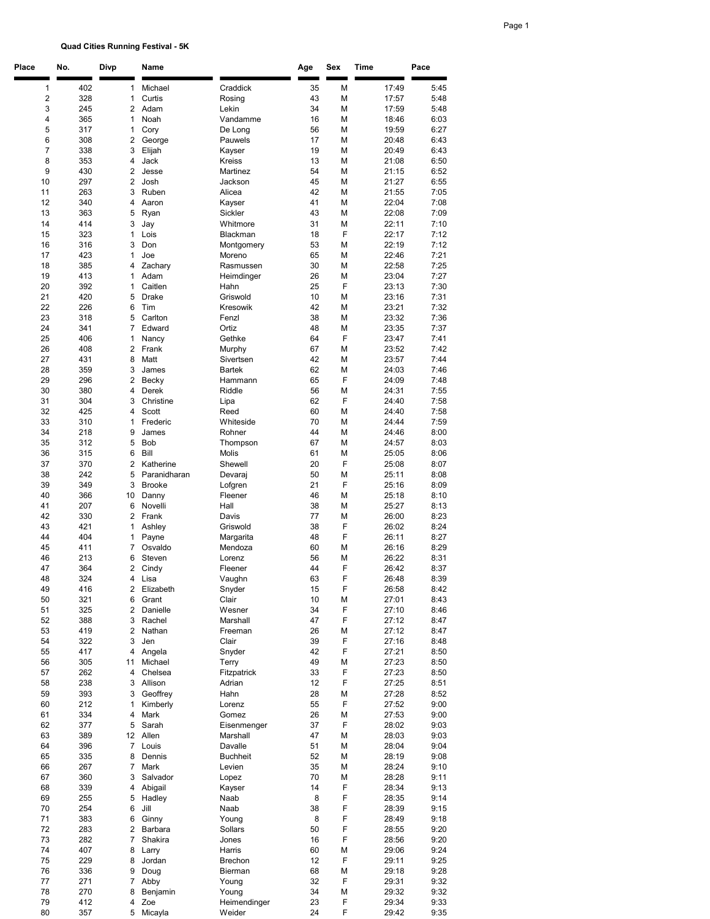**Quad Cities Running Festival - 5K**

| Place | No. | Divp | Name | | Age | Sex | Time | Pace |
|---|---|---|---|---|---|---|---|---|
| 1 | 402 | 1 | Michael | Craddick | 35 | M | 17:49 | 5:45 |
| 2 | 328 | 1 | Curtis | Rosing | 43 | M | 17:57 | 5:48 |
| 3 | 245 | 2 | Adam | Lekin | 34 | M | 17:59 | 5:48 |
| 4 | 365 | 1 | Noah | Vandamme | 16 | M | 18:46 | 6:03 |
| 5 | 317 | 1 | Cory | De Long | 56 | M | 19:59 | 6:27 |
| 6 | 308 | 2 | George | Pauwels | 17 | M | 20:48 | 6:43 |
| 7 | 338 | 3 | Elijah | Kayser | 19 | M | 20:49 | 6:43 |
| 8 | 353 | 4 | Jack | Kreiss | 13 | M | 21:08 | 6:50 |
| 9 | 430 | 2 | Jesse | Martinez | 54 | M | 21:15 | 6:52 |
| 10 | 297 | 2 | Josh | Jackson | 45 | M | 21:27 | 6:55 |
| 11 | 263 | 3 | Ruben | Alicea | 42 | M | 21:55 | 7:05 |
| 12 | 340 | 4 | Aaron | Kayser | 41 | M | 22:04 | 7:08 |
| 13 | 363 | 5 | Ryan | Sickler | 43 | M | 22:08 | 7:09 |
| 14 | 414 | 3 | Jay | Whitmore | 31 | M | 22:11 | 7:10 |
| 15 | 323 | 1 | Lois | Blackman | 18 | F | 22:17 | 7:12 |
| 16 | 316 | 3 | Don | Montgomery | 53 | M | 22:19 | 7:12 |
| 17 | 423 | 1 | Joe | Moreno | 65 | M | 22:46 | 7:21 |
| 18 | 385 | 4 | Zachary | Rasmussen | 30 | M | 22:58 | 7:25 |
| 19 | 413 | 1 | Adam | Heimdinger | 26 | M | 23:04 | 7:27 |
| 20 | 392 | 1 | Caitlen | Hahn | 25 | F | 23:13 | 7:30 |
| 21 | 420 | 5 | Drake | Griswold | 10 | M | 23:16 | 7:31 |
| 22 | 226 | 6 | Tim | Kresowik | 42 | M | 23:21 | 7:32 |
| 23 | 318 | 5 | Carlton | Fenzl | 38 | M | 23:32 | 7:36 |
| 24 | 341 | 7 | Edward | Ortiz | 48 | M | 23:35 | 7:37 |
| 25 | 406 | 1 | Nancy | Gethke | 64 | F | 23:47 | 7:41 |
| 26 | 408 | 2 | Frank | Murphy | 67 | M | 23:52 | 7:42 |
| 27 | 431 | 8 | Matt | Sivertsen | 42 | M | 23:57 | 7:44 |
| 28 | 359 | 3 | James | Bartek | 62 | M | 24:03 | 7:46 |
| 29 | 296 | 2 | Becky | Hammann | 65 | F | 24:09 | 7:48 |
| 30 | 380 | 4 | Derek | Riddle | 56 | M | 24:31 | 7:55 |
| 31 | 304 | 3 | Christine | Lipa | 62 | F | 24:40 | 7:58 |
| 32 | 425 | 4 | Scott | Reed | 60 | M | 24:40 | 7:58 |
| 33 | 310 | 1 | Frederic | Whiteside | 70 | M | 24:44 | 7:59 |
| 34 | 218 | 9 | James | Rohner | 44 | M | 24:46 | 8:00 |
| 35 | 312 | 5 | Bob | Thompson | 67 | M | 24:57 | 8:03 |
| 36 | 315 | 6 | Bill | Molis | 61 | M | 25:05 | 8:06 |
| 37 | 370 | 2 | Katherine | Shewell | 20 | F | 25:08 | 8:07 |
| 38 | 242 | 5 | Paranidharan | Devaraj | 50 | M | 25:11 | 8:08 |
| 39 | 349 | 3 | Brooke | Lofgren | 21 | F | 25:16 | 8:09 |
| 40 | 366 | 10 | Danny | Fleener | 46 | M | 25:18 | 8:10 |
| 41 | 207 | 6 | Novelli | Hall | 38 | M | 25:27 | 8:13 |
| 42 | 330 | 2 | Frank | Davis | 77 | M | 26:00 | 8:23 |
| 43 | 421 | 1 | Ashley | Griswold | 38 | F | 26:02 | 8:24 |
| 44 | 404 | 1 | Payne | Margarita | 48 | F | 26:11 | 8:27 |
| 45 | 411 | 7 | Osvaldo | Mendoza | 60 | M | 26:16 | 8:29 |
| 46 | 213 | 6 | Steven | Lorenz | 56 | M | 26:22 | 8:31 |
| 47 | 364 | 2 | Cindy | Fleener | 44 | F | 26:42 | 8:37 |
| 48 | 324 | 4 | Lisa | Vaughn | 63 | F | 26:48 | 8:39 |
| 49 | 416 | 2 | Elizabeth | Snyder | 15 | F | 26:58 | 8:42 |
| 50 | 321 | 6 | Grant | Clair | 10 | M | 27:01 | 8:43 |
| 51 | 325 | 2 | Danielle | Wesner | 34 | F | 27:10 | 8:46 |
| 52 | 388 | 3 | Rachel | Marshall | 47 | F | 27:12 | 8:47 |
| 53 | 419 | 2 | Nathan | Freeman | 26 | M | 27:12 | 8:47 |
| 54 | 322 | 3 | Jen | Clair | 39 | F | 27:16 | 8:48 |
| 55 | 417 | 4 | Angela | Snyder | 42 | F | 27:21 | 8:50 |
| 56 | 305 | 11 | Michael | Terry | 49 | M | 27:23 | 8:50 |
| 57 | 262 | 4 | Chelsea | Fitzpatrick | 33 | F | 27:23 | 8:50 |
| 58 | 238 | 3 | Allison | Adrian | 12 | F | 27:25 | 8:51 |
| 59 | 393 | 3 | Geoffrey | Hahn | 28 | M | 27:28 | 8:52 |
| 60 | 212 | 1 | Kimberly | Lorenz | 55 | F | 27:52 | 9:00 |
| 61 | 334 | 4 | Mark | Gomez | 26 | M | 27:53 | 9:00 |
| 62 | 377 | 5 | Sarah | Eisenmenger | 37 | F | 28:02 | 9:03 |
| 63 | 389 | 12 | Allen | Marshall | 47 | M | 28:03 | 9:03 |
| 64 | 396 | 7 | Louis | Davalle | 51 | M | 28:04 | 9:04 |
| 65 | 335 | 8 | Dennis | Buchheit | 52 | M | 28:19 | 9:08 |
| 66 | 267 | 7 | Mark | Levien | 35 | M | 28:24 | 9:10 |
| 67 | 360 | 3 | Salvador | Lopez | 70 | M | 28:28 | 9:11 |
| 68 | 339 | 4 | Abigail | Kayser | 14 | F | 28:34 | 9:13 |
| 69 | 255 | 5 | Hadley | Naab | 8 | F | 28:35 | 9:14 |
| 70 | 254 | 6 | Jill | Naab | 38 | F | 28:39 | 9:15 |
| 71 | 383 | 6 | Ginny | Young | 8 | F | 28:49 | 9:18 |
| 72 | 283 | 2 | Barbara | Sollars | 50 | F | 28:55 | 9:20 |
| 73 | 282 | 7 | Shakira | Jones | 16 | F | 28:56 | 9:20 |
| 74 | 407 | 8 | Larry | Harris | 60 | M | 29:06 | 9:24 |
| 75 | 229 | 8 | Jordan | Brechon | 12 | F | 29:11 | 9:25 |
| 76 | 336 | 9 | Doug | Bierman | 68 | M | 29:18 | 9:28 |
| 77 | 271 | 7 | Abby | Young | 32 | F | 29:31 | 9:32 |
| 78 | 270 | 8 | Benjamin | Young | 34 | M | 29:32 | 9:32 |
| 79 | 412 | 4 | Zoe | Heimendinger | 23 | F | 29:34 | 9:33 |
| 80 | 357 | 5 | Micayla | Weider | 24 | F | 29:42 | 9:35 |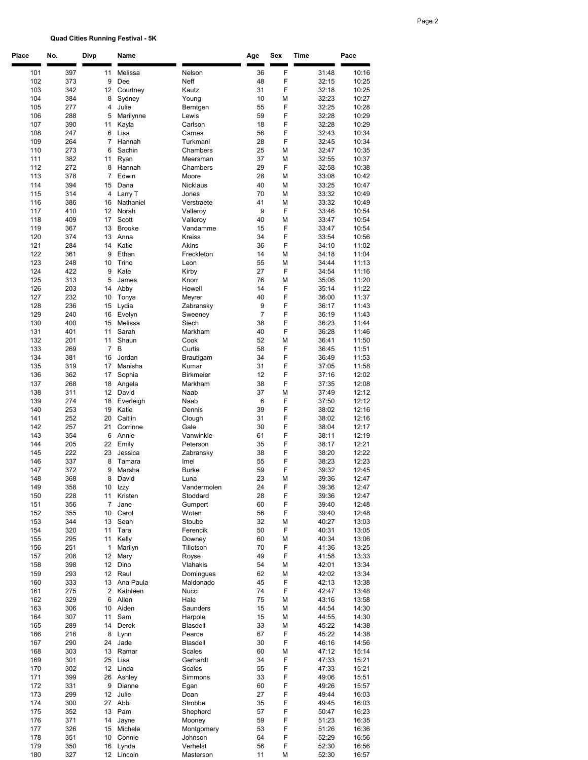**Quad Cities Running Festival - 5K**

| Place | No. | Divp | Name | | Age | Sex | Time | Pace |
|---|---|---|---|---|---|---|---|---|
| 101 | 397 | 11 | Melissa | Nelson | 36 | F | 31:48 | 10:16 |
| 102 | 373 | 9 | Dee | Neff | 48 | F | 32:15 | 10:25 |
| 103 | 342 | 12 | Courtney | Kautz | 31 | F | 32:18 | 10:25 |
| 104 | 384 | 8 | Sydney | Young | 10 | M | 32:23 | 10:27 |
| 105 | 277 | 4 | Julie | Berntgen | 55 | F | 32:25 | 10:28 |
| 106 | 288 | 5 | Marilynne | Lewis | 59 | F | 32:28 | 10:29 |
| 107 | 390 | 11 | Kayla | Carlson | 18 | F | 32:28 | 10:29 |
| 108 | 247 | 6 | Lisa | Carnes | 56 | F | 32:43 | 10:34 |
| 109 | 264 | 7 | Hannah | Turkmani | 28 | F | 32:45 | 10:34 |
| 110 | 273 | 6 | Sachin | Chambers | 25 | M | 32:47 | 10:35 |
| 111 | 382 | 11 | Ryan | Meersman | 37 | M | 32:55 | 10:37 |
| 112 | 272 | 8 | Hannah | Chambers | 29 | F | 32:58 | 10:38 |
| 113 | 378 | 7 | Edwin | Moore | 28 | M | 33:08 | 10:42 |
| 114 | 394 | 15 | Dana | Nicklaus | 40 | M | 33:25 | 10:47 |
| 115 | 314 | 4 | Larry T | Jones | 70 | M | 33:32 | 10:49 |
| 116 | 386 | 16 | Nathaniel | Verstraete | 41 | M | 33:32 | 10:49 |
| 117 | 410 | 12 | Norah | Valleroy | 9 | F | 33:46 | 10:54 |
| 118 | 409 | 17 | Scott | Valleroy | 40 | M | 33:47 | 10:54 |
| 119 | 367 | 13 | Brooke | Vandamme | 15 | F | 33:47 | 10:54 |
| 120 | 374 | 13 | Anna | Kreiss | 34 | F | 33:54 | 10:56 |
| 121 | 284 | 14 | Katie | Akins | 36 | F | 34:10 | 11:02 |
| 122 | 361 | 9 | Ethan | Freckleton | 14 | M | 34:18 | 11:04 |
| 123 | 248 | 10 | Trino | Leon | 55 | M | 34:44 | 11:13 |
| 124 | 422 | 9 | Kate | Kirby | 27 | F | 34:54 | 11:16 |
| 125 | 313 | 5 | James | Knorr | 76 | M | 35:06 | 11:20 |
| 126 | 203 | 14 | Abby | Howell | 14 | F | 35:14 | 11:22 |
| 127 | 232 | 10 | Tonya | Meyrer | 40 | F | 36:00 | 11:37 |
| 128 | 236 | 15 | Lydia | Zabransky | 9 | F | 36:17 | 11:43 |
| 129 | 240 | 16 | Evelyn | Sweeney | 7 | F | 36:19 | 11:43 |
| 130 | 400 | 15 | Melissa | Siech | 38 | F | 36:23 | 11:44 |
| 131 | 401 | 11 | Sarah | Markham | 40 | F | 36:28 | 11:46 |
| 132 | 201 | 11 | Shaun | Cook | 52 | M | 36:41 | 11:50 |
| 133 | 269 | 7 | B | Curtis | 58 | F | 36:45 | 11:51 |
| 134 | 381 | 16 | Jordan | Brautigam | 34 | F | 36:49 | 11:53 |
| 135 | 319 | 17 | Manisha | Kumar | 31 | F | 37:05 | 11:58 |
| 136 | 362 | 17 | Sophia | Birkmeier | 12 | F | 37:16 | 12:02 |
| 137 | 268 | 18 | Angela | Markham | 38 | F | 37:35 | 12:08 |
| 138 | 311 | 12 | David | Naab | 37 | M | 37:49 | 12:12 |
| 139 | 274 | 18 | Everleigh | Naab | 6 | F | 37:50 | 12:12 |
| 140 | 253 | 19 | Katie | Dennis | 39 | F | 38:02 | 12:16 |
| 141 | 252 | 20 | Caitlin | Clough | 31 | F | 38:02 | 12:16 |
| 142 | 257 | 21 | Corrinne | Gale | 30 | F | 38:04 | 12:17 |
| 143 | 354 | 6 | Annie | Vanwinkle | 61 | F | 38:11 | 12:19 |
| 144 | 205 | 22 | Emily | Peterson | 35 | F | 38:17 | 12:21 |
| 145 | 222 | 23 | Jessica | Zabransky | 38 | F | 38:20 | 12:22 |
| 146 | 337 | 8 | Tamara | Imel | 55 | F | 38:23 | 12:23 |
| 147 | 372 | 9 | Marsha | Burke | 59 | F | 39:32 | 12:45 |
| 148 | 368 | 8 | David | Luna | 23 | M | 39:36 | 12:47 |
| 149 | 358 | 10 | Izzy | Vandermolen | 24 | F | 39:36 | 12:47 |
| 150 | 228 | 11 | Kristen | Stoddard | 28 | F | 39:36 | 12:47 |
| 151 | 356 | 7 | Jane | Gumpert | 60 | F | 39:40 | 12:48 |
| 152 | 355 | 10 | Carol | Woten | 56 | F | 39:40 | 12:48 |
| 153 | 344 | 13 | Sean | Stoube | 32 | M | 40:27 | 13:03 |
| 154 | 320 | 11 | Tara | Ferencik | 50 | F | 40:31 | 13:05 |
| 155 | 295 | 11 | Kelly | Downey | 60 | M | 40:34 | 13:06 |
| 156 | 251 | 1 | Marilyn | Tillotson | 70 | F | 41:36 | 13:25 |
| 157 | 208 | 12 | Mary | Royse | 49 | F | 41:58 | 13:33 |
| 158 | 398 | 12 | Dino | Vlahakis | 54 | M | 42:01 | 13:34 |
| 159 | 293 | 12 | Raul | Domingues | 62 | M | 42:02 | 13:34 |
| 160 | 333 | 13 | Ana Paula | Maldonado | 45 | F | 42:13 | 13:38 |
| 161 | 275 | 2 | Kathleen | Nucci | 74 | F | 42:47 | 13:48 |
| 162 | 329 | 6 | Allen | Hale | 75 | M | 43:16 | 13:58 |
| 163 | 306 | 10 | Aiden | Saunders | 15 | M | 44:54 | 14:30 |
| 164 | 307 | 11 | Sam | Harpole | 15 | M | 44:55 | 14:30 |
| 165 | 289 | 14 | Derek | Blasdell | 33 | M | 45:22 | 14:38 |
| 166 | 216 | 8 | Lynn | Pearce | 67 | F | 45:22 | 14:38 |
| 167 | 290 | 24 | Jade | Blasdell | 30 | F | 46:16 | 14:56 |
| 168 | 303 | 13 | Ramar | Scales | 60 | M | 47:12 | 15:14 |
| 169 | 301 | 25 | Lisa | Gerhardt | 34 | F | 47:33 | 15:21 |
| 170 | 302 | 12 | Linda | Scales | 55 | F | 47:33 | 15:21 |
| 171 | 399 | 26 | Ashley | Simmons | 33 | F | 49:06 | 15:51 |
| 172 | 331 | 9 | Dianne | Egan | 60 | F | 49:26 | 15:57 |
| 173 | 299 | 12 | Julie | Doan | 27 | F | 49:44 | 16:03 |
| 174 | 300 | 27 | Abbi | Strobbe | 35 | F | 49:45 | 16:03 |
| 175 | 352 | 13 | Pam | Shepherd | 57 | F | 50:47 | 16:23 |
| 176 | 371 | 14 | Jayne | Mooney | 59 | F | 51:23 | 16:35 |
| 177 | 326 | 15 | Michele | Montgomery | 53 | F | 51:26 | 16:36 |
| 178 | 351 | 10 | Connie | Johnson | 64 | F | 52:29 | 16:56 |
| 179 | 350 | 16 | Lynda | Verhelst | 56 | F | 52:30 | 16:56 |
| 180 | 327 | 12 | Lincoln | Masterson | 11 | M | 52:30 | 16:57 |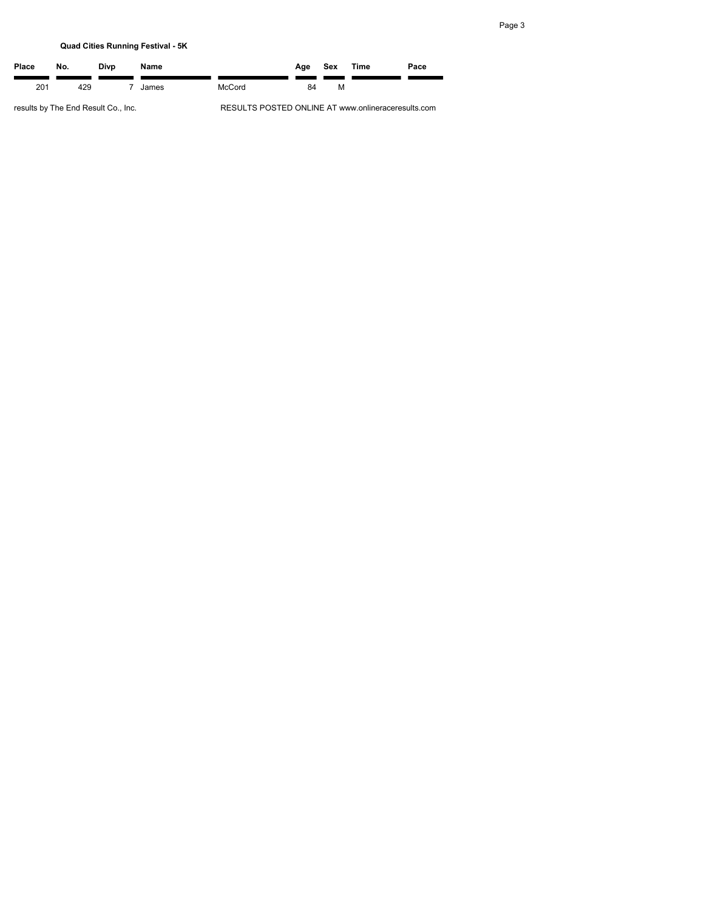**Quad Cities Running Festival - 5K**

| Place | No. | Divp | Name | | Age | Sex | Time | Pace |
|---|---|---|---|---|---|---|---|---|
| 201 | 429 | 7 | James | McCord | 84 | M | | |

results by The End Result Co., Inc.

RESULTS POSTED ONLINE AT www.onlineraceresults.com